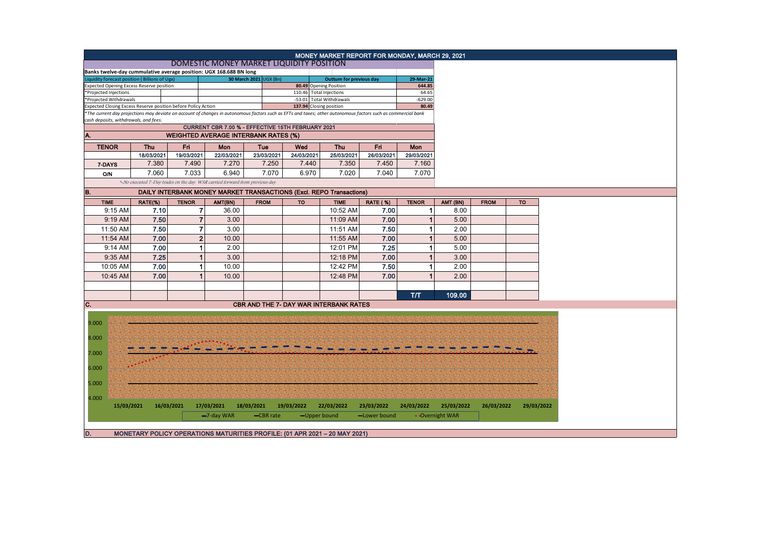# MONEY MARKET REPORT FOR MONDAY, MARCH 29, 2021

## DOMESTIC MONEY MARKET LIQUIDITY POSITION

**Banks twelve-day cummulative average position: UGX 168.688 BN long**

| Liquidity forecast position ( Billions of Ugx) | 30 March 2021 UGX (Bn) | Outturn for previous day | 29-Mar-21 |
|---|---|---|---|
| Expected Opening Excess Reserve position | 80.49 | Opening Position | 644.85 |
| *Projected Injections | 110.46 | Total Injections | 64.65 |
| *Projected Withdrawals | -53.01 | Total Withdrawals | -629.00 |
| Expected Closing Excess Reserve position before Policy Action | 137.94 | Closing position | 80.49 |

*The current day projections may deviate on account of changes in autonomous factors such as EFTs and taxes; other autonomous factors such as commercial bank cash deposits, withdrawals, and fees.

**CURRENT CBR 7.00 % - EFFECTIVE 15TH FEBRUARY 2021**

## A. WEIGHTED AVERAGE INTERBANK RATES (%)

| TENOR | Thu | Fri | Mon | Tue | Wed | Thu | Fri | Mon |
|---|---|---|---|---|---|---|---|---|
| | 18/03/2021 | 19/03/2021 | 22/03/2021 | 23/03/2021 | 24/03/2021 | 25/03/2021 | 26/03/2021 | 29/03/2021 |
| 7-DAYS | 7.380 | 7.490 | 7.270 | 7.250 | 7.440 | 7.350 | 7.450 | 7.160 |
| O/N | 7.060 | 7.033 | 6.940 | 7.070 | 6.970 | 7.020 | 7.040 | 7.070 |

*-No executed 7-Day trades on the day. WAR carried forward from previous day.

## B. DAILY INTERBANK MONEY MARKET TRANSACTIONS (Excl. REPO Transactions)

| TIME | RATE(%) | TENOR | AMT(BN) | FROM | TO | TIME | RATE ( %) | TENOR | AMT (BN) | FROM | TO |
|---|---|---|---|---|---|---|---|---|---|---|---|
| 9:15 AM | 7.10 | 7 | 36.00 | | | 10:52 AM | 7.00 | 1 | 8.00 | | |
| 9:19 AM | 7.50 | 7 | 3.00 | | | 11:09 AM | 7.00 | 1 | 5.00 | | |
| 11:50 AM | 7.50 | 7 | 3.00 | | | 11:51 AM | 7.50 | 1 | 2.00 | | |
| 11:54 AM | 7.00 | 2 | 10.00 | | | 11:55 AM | 7.00 | 1 | 5.00 | | |
| 9:14 AM | 7.00 | 1 | 2.00 | | | 12:01 PM | 7.25 | 1 | 5.00 | | |
| 9:35 AM | 7.25 | 1 | 3.00 | | | 12:18 PM | 7.00 | 1 | 3.00 | | |
| 10:05 AM | 7.00 | 1 | 10.00 | | | 12:42 PM | 7.50 | 1 | 2.00 | | |
| 10:45 AM | 7.00 | 1 | 10.00 | | | 12:48 PM | 7.00 | 1 | 2.00 | | |
| | | | | | | | | T/T | 109.00 | | |

## C. CBR AND THE 7- DAY WAR INTERBANK RATES

9.000, 8.000, 7.000, 6.000, 5.000, 4.000

15/03/2021, 16/03/2021, 17/03/2021, 18/03/2021, 19/03/2022, 22/03/2022, 23/03/2022, 24/03/2022, 25/03/2022, 26/03/2022, 29/03/2022

7-day WAR, CBR rate, Upper bound, Lower bound, Overnight WAR

## D. MONETARY POLICY OPERATIONS MATURITIES PROFILE: (01 APR 2021 – 20 MAY 2021)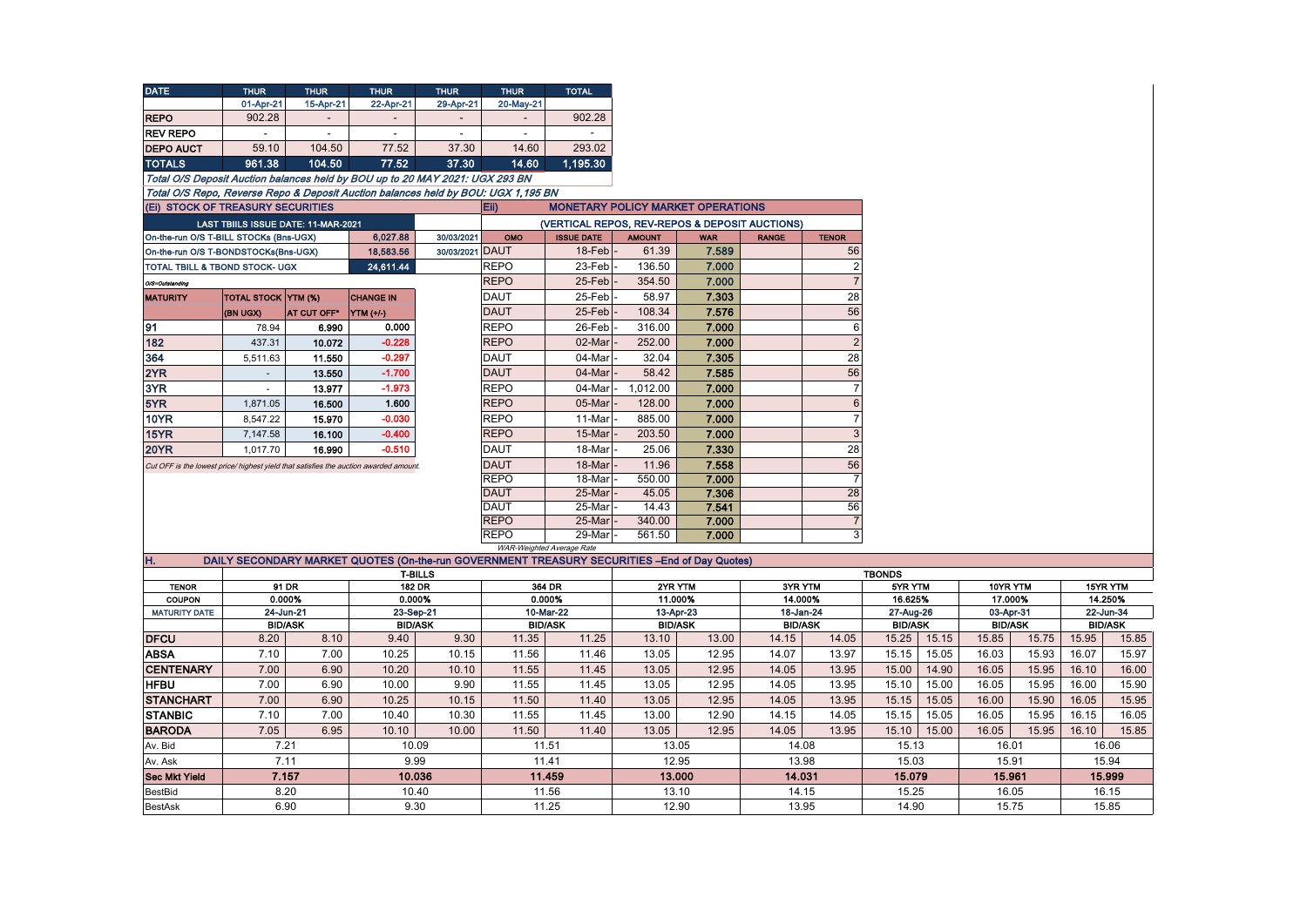| DATE | THUR | THUR | THUR | THUR | THUR | TOTAL |
|---|---|---|---|---|---|---|
| | 01-Apr-21 | 15-Apr-21 | 22-Apr-21 | 29-Apr-21 | 20-May-21 | |
| REPO | 902.28 | - | - | - | - | 902.28 |
| REV REPO | - | - | - | - | - | - |
| DEPO AUCT | 59.10 | 104.50 | 77.52 | 37.30 | 14.60 | 293.02 |
| TOTALS | 961.38 | 104.50 | 77.52 | 37.30 | 14.60 | 1,195.30 |

*Total O/S Deposit Auction balances held by BOU up to 20 MAY 2021: UGX 293 BN*

*Total O/S Repo, Reverse Repo & Deposit Auction balances held by BOU: UGX 1,195 BN*

## (Ei) STOCK OF TREASURY SECURITIES

| LAST TBIILS ISSUE DATE: 11-MAR-2021 | | |
|---|---|---|
| On-the-run O/S T-BILL STOCKs (Bns-UGX) | 6,027.88 | 30/03/2021 |
| On-the-run O/S T-BONDSTOCKs(Bns-UGX) | 18,583.56 | 30/03/2021 |
| TOTAL TBILL & TBOND STOCK- UGX | 24,611.44 | |

O/S=Outstanding

| MATURITY | TOTAL STOCK (BN UGX) | YTM (%) AT CUT OFF* | CHANGE IN YTM (+/-) |
|---|---|---|---|
| 91 | 78.94 | 6.990 | 0.000 |
| 182 | 437.31 | 10.072 | -0.228 |
| 364 | 5,511.63 | 11.550 | -0.297 |
| 2YR | - | 13.550 | -1.700 |
| 3YR | - | 13.977 | -1.973 |
| 5YR | 1,871.05 | 16.500 | 1.600 |
| 10YR | 8,547.22 | 15.970 | -0.030 |
| 15YR | 7,147.58 | 16.100 | -0.400 |
| 20YR | 1,017.70 | 16.990 | -0.510 |

*Cut OFF is the lowest price/ highest yield that satisfies the auction awarded amount.*

## Eii) MONETARY POLICY MARKET OPERATIONS

(VERTICAL REPOS, REV-REPOS & DEPOSIT AUCTIONS)

| OMO | ISSUE DATE | AMOUNT | WAR | RANGE | TENOR |
|---|---|---|---|---|---|
| DAUT | 18-Feb | 61.39 | 7.589 | | 56 |
| REPO | 23-Feb | 136.50 | 7.000 | | 2 |
| REPO | 25-Feb | 354.50 | 7.000 | | 7 |
| DAUT | 25-Feb | 58.97 | 7.303 | | 28 |
| DAUT | 25-Feb | 108.34 | 7.576 | | 56 |
| REPO | 26-Feb | 316.00 | 7.000 | | 6 |
| REPO | 02-Mar | 252.00 | 7.000 | | 2 |
| DAUT | 04-Mar | 32.04 | 7.305 | | 28 |
| DAUT | 04-Mar | 58.42 | 7.585 | | 56 |
| REPO | 04-Mar | 1,012.00 | 7.000 | | 7 |
| REPO | 05-Mar | 128.00 | 7.000 | | 6 |
| REPO | 11-Mar | 885.00 | 7.000 | | 7 |
| REPO | 15-Mar | 203.50 | 7.000 | | 3 |
| DAUT | 18-Mar | 25.06 | 7.330 | | 28 |
| DAUT | 18-Mar | 11.96 | 7.558 | | 56 |
| REPO | 18-Mar | 550.00 | 7.000 | | 7 |
| DAUT | 25-Mar | 45.05 | 7.306 | | 28 |
| DAUT | 25-Mar | 14.43 | 7.541 | | 56 |
| REPO | 25-Mar | 340.00 | 7.000 | | 7 |
| REPO | 29-Mar | 561.50 | 7.000 | | 3 |

WAR-Weighted Average Rate

## H. DAILY SECONDARY MARKET QUOTES (On-the-run GOVERNMENT TREASURY SECURITIES –End of Day Quotes)

| | T-BILLS | | | | | | TBONDS | | | | | | | | | | | |
|---|---|---|---|---|---|---|---|---|---|---|---|---|---|---|---|---|---|---|
| TENOR | 91 DR | | 182 DR | | 364 DR | | 2YR YTM | | 3YR YTM | | 5YR YTM | | 10YR YTM | | 15YR YTM | | | |
| COUPON | 0.000% | | 0.000% | | 0.000% | | 11.000% | | 14.000% | | 16.625% | | 17.000% | | 14.250% | | | |
| MATURITY DATE | 24-Jun-21 | | 23-Sep-21 | | 10-Mar-22 | | 13-Apr-23 | | 18-Jan-24 | | 27-Aug-26 | | 03-Apr-31 | | 22-Jun-34 | | | |
| | BID/ASK | | BID/ASK | | BID/ASK | | BID/ASK | | BID/ASK | | BID/ASK | | BID/ASK | | BID/ASK | | | |
| DFCU | 8.20 | 8.10 | 9.40 | 9.30 | 11.35 | 11.25 | 13.10 | 13.00 | 14.15 | 14.05 | 15.25 | 15.15 | 15.85 | 15.75 | 15.95 | 15.85 | | |
| ABSA | 7.10 | 7.00 | 10.25 | 10.15 | 11.56 | 11.46 | 13.05 | 12.95 | 14.07 | 13.97 | 15.15 | 15.05 | 16.03 | 15.93 | 16.07 | 15.97 | | |
| CENTENARY | 7.00 | 6.90 | 10.20 | 10.10 | 11.55 | 11.45 | 13.05 | 12.95 | 14.05 | 13.95 | 15.00 | 14.90 | 16.05 | 15.95 | 16.10 | 16.00 | | |
| HFBU | 7.00 | 6.90 | 10.00 | 9.90 | 11.55 | 11.45 | 13.05 | 12.95 | 14.05 | 13.95 | 15.10 | 15.00 | 16.05 | 15.95 | 16.00 | 15.90 | | |
| STANCHART | 7.00 | 6.90 | 10.25 | 10.15 | 11.50 | 11.40 | 13.05 | 12.95 | 14.05 | 13.95 | 15.15 | 15.05 | 16.00 | 15.90 | 16.05 | 15.95 | | |
| STANBIC | 7.10 | 7.00 | 10.40 | 10.30 | 11.55 | 11.45 | 13.00 | 12.90 | 14.15 | 14.05 | 15.15 | 15.05 | 16.05 | 15.95 | 16.15 | 16.05 | | |
| BARODA | 7.05 | 6.95 | 10.10 | 10.00 | 11.50 | 11.40 | 13.05 | 12.95 | 14.05 | 13.95 | 15.10 | 15.00 | 16.05 | 15.95 | 16.10 | 15.85 | | |
| Av. Bid | 7.21 | | 10.09 | | 11.51 | | 13.05 | | 14.08 | | 15.13 | | 16.01 | | 16.06 | | | |
| Av. Ask | 7.11 | | 9.99 | | 11.41 | | 12.95 | | 13.98 | | 15.03 | | 15.91 | | 15.94 | | | |
| Sec Mkt Yield | 7.157 | | 10.036 | | 11.459 | | 13.000 | | 14.031 | | 15.079 | | 15.961 | | 15.999 | | | |
| BestBid | 8.20 | | 10.40 | | 11.56 | | 13.10 | | 14.15 | | 15.25 | | 16.05 | | 16.15 | | | |
| BestAsk | 6.90 | | 9.30 | | 11.25 | | 12.90 | | 13.95 | | 14.90 | | 15.75 | | 15.85 | | | |